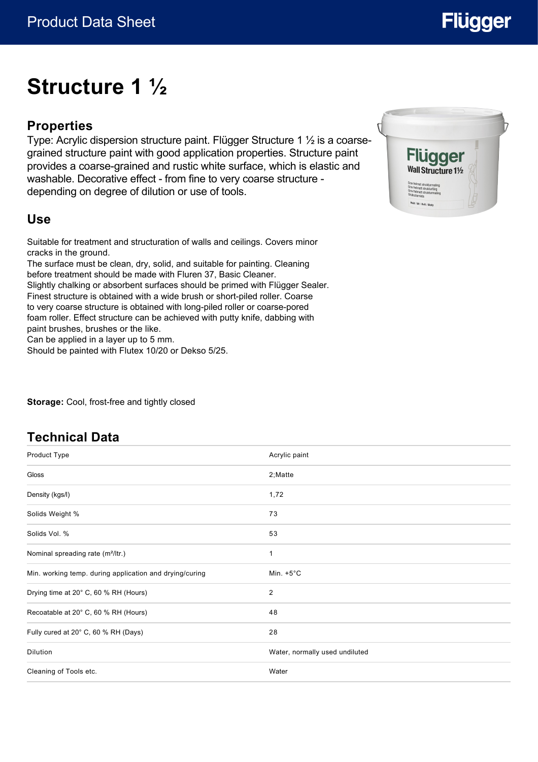Product Data Sheet

# Structure 1 ½

## Properties

Type: Acrylic dispersion structure paint. Flügger Structure 1 ½ is a coarse-grained structure paint with good application properties. Structure paint provides a coarse-grained and rustic white surface, which is elastic and washable. Decorative effect - from fine to very coarse structure - depending on degree of dilution or use of tools.

## Use

Suitable for treatment and structuration of walls and ceilings. Covers minor cracks in the ground.
The surface must be clean, dry, solid, and suitable for painting. Cleaning before treatment should be made with Fluren 37, Basic Cleaner.
Slightly chalking or absorbent surfaces should be primed with Flügger Sealer.
Finest structure is obtained with a wide brush or short-piled roller. Coarse to very coarse structure is obtained with long-piled roller or coarse-pored foam roller. Effect structure can be achieved with putty knife, dabbing with paint brushes, brushes or the like.
Can be applied in a layer up to 5 mm.
Should be painted with Flutex 10/20 or Dekso 5/25.

**Storage:** Cool, frost-free and tightly closed

## Technical Data

| | |
|---|---|
| Product Type | Acrylic paint |
| Gloss | 2;Matte |
| Density (kgs/l) | 1,72 |
| Solids Weight % | 73 |
| Solids Vol. % | 53 |
| Nominal spreading rate (m²/ltr.) | 1 |
| Min. working temp. during application and drying/curing | Min. +5°C |
| Drying time at 20° C, 60 % RH (Hours) | 2 |
| Recoatable at 20° C, 60 % RH (Hours) | 48 |
| Fully cured at 20° C, 60 % RH (Days) | 28 |
| Dilution | Water, normally used undiluted |
| Cleaning of Tools etc. | Water |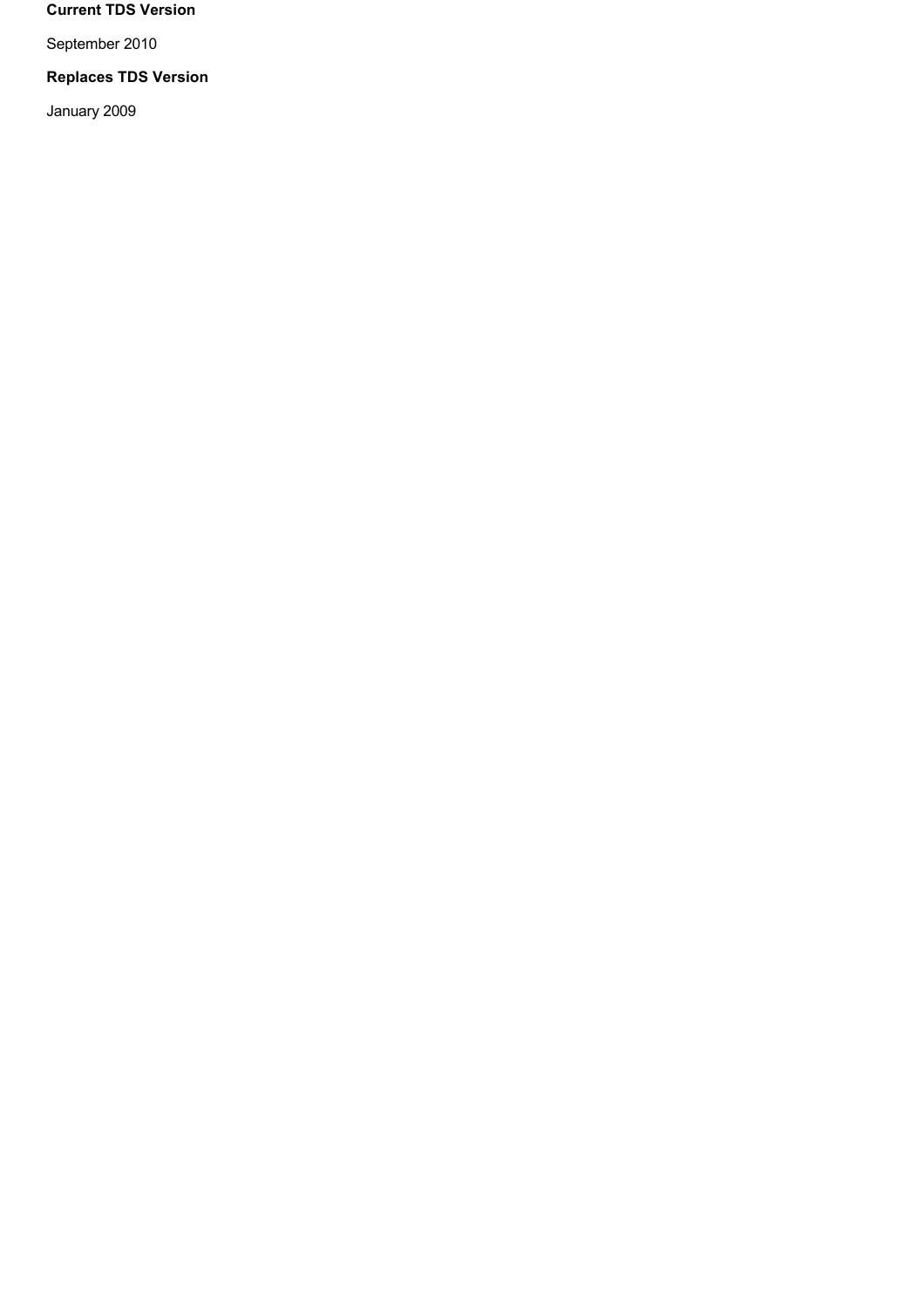**Current TDS Version**

September 2010

**Replaces TDS Version**

January 2009